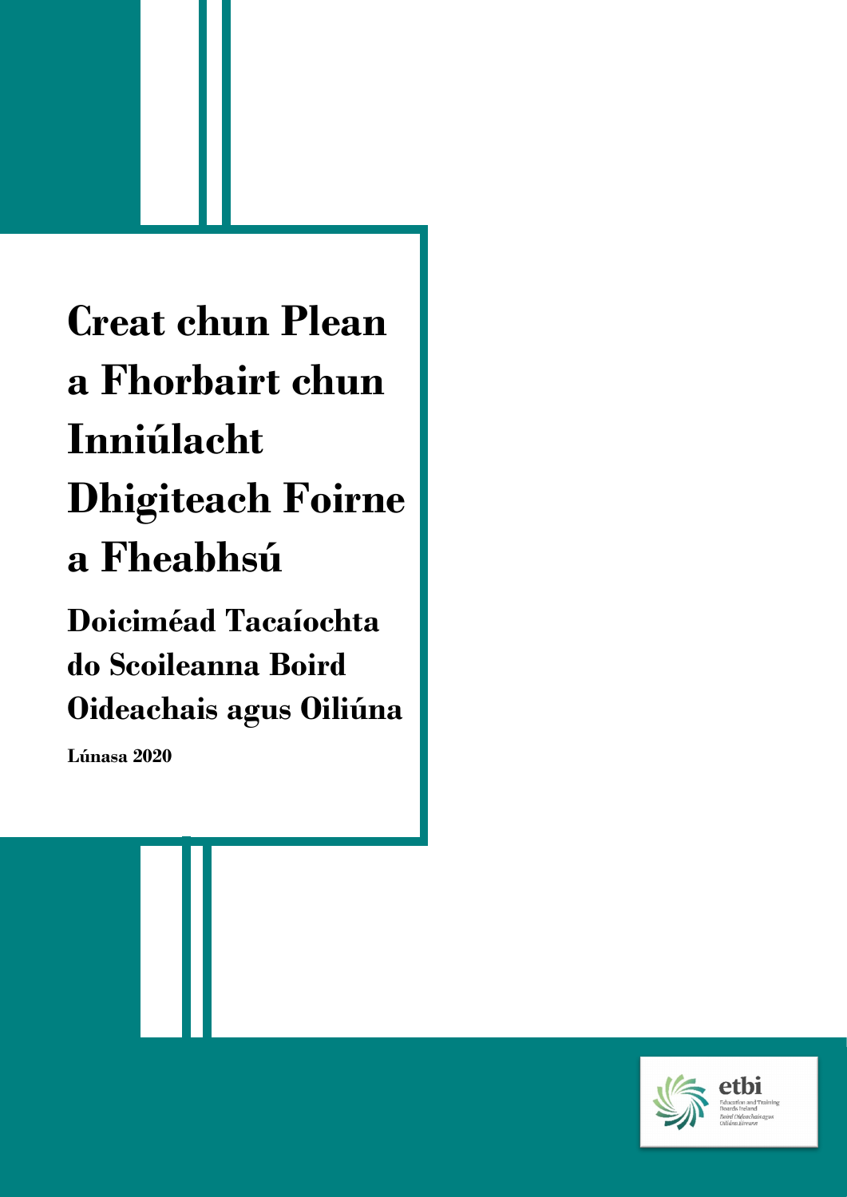# Creat chun Plean a Fhorbairt chun Inniúlacht Dhigiteach Foirne a Fheabhsú

## Doiciméad Tacaíochta do Scoileanna Boird Oideachais agus Oiliúna

**Lúnasa 2020**

etbi
Education and Training Boards Ireland
Boird Oideachais agus Oiliúna Éireann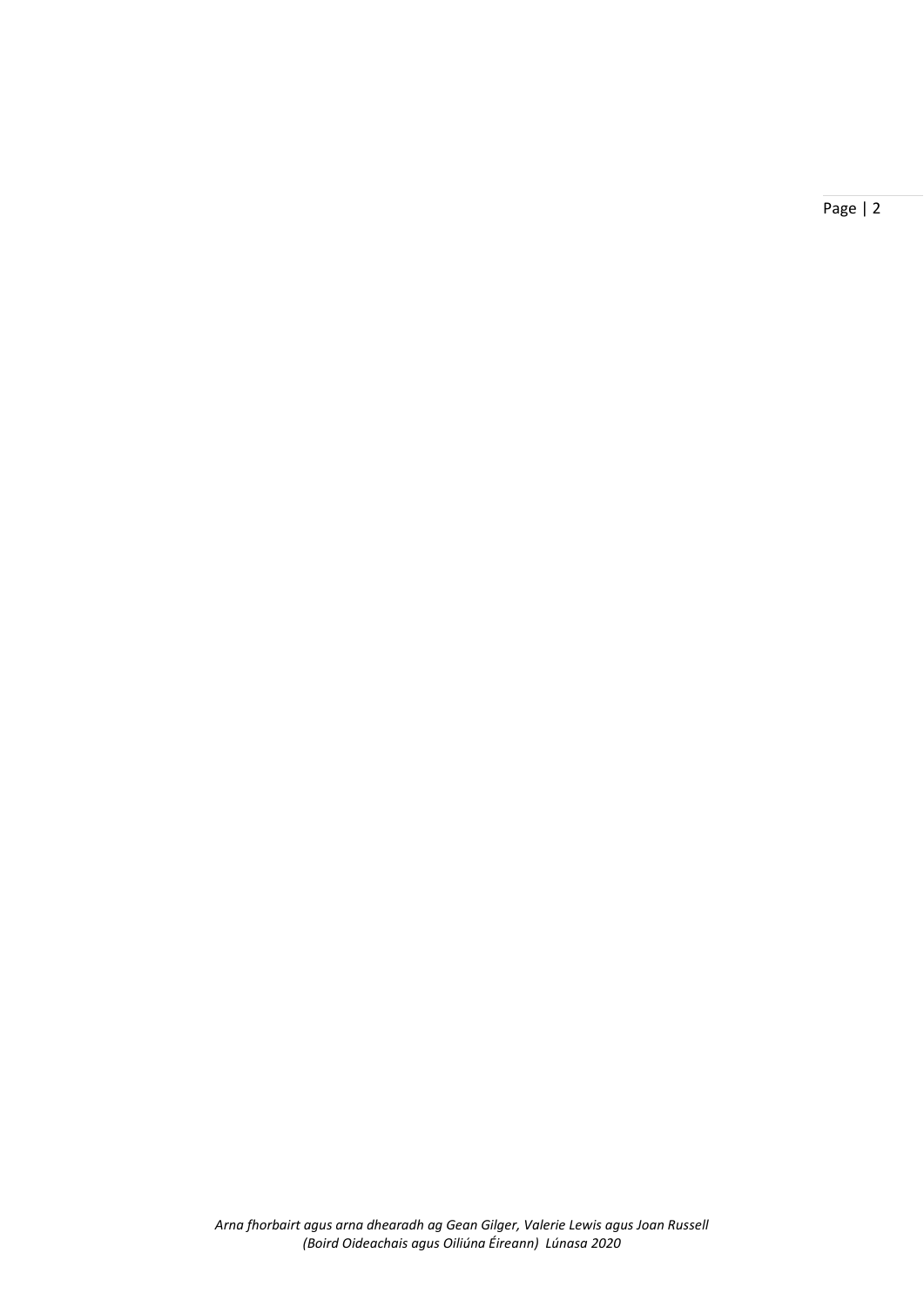*Arna fhorbairt agus arna dhearadh ag Gean Gilger, Valerie Lewis agus Joan Russell (Boird Oideachais agus Oiliúna Éireann) Lúnasa 2020*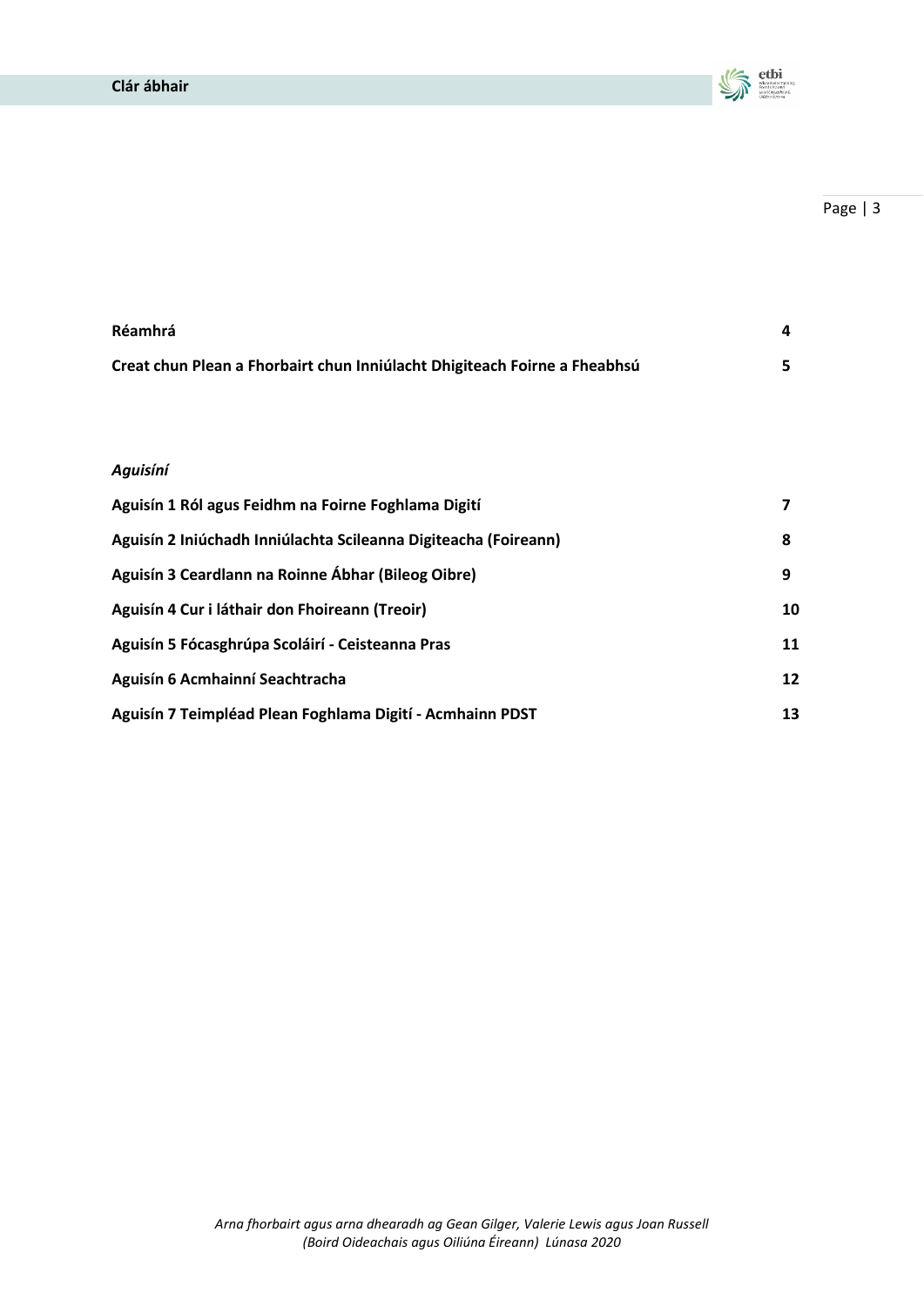# Clár ábhair

| | |
|---|---|
| **Réamhrá** | **4** |
| **Creat chun Plean a Fhorbairt chun Inniúlacht Dhigiteach Foirne a Fheabhsú** | **5** |

***Aguisíní***

| | |
|---|---|
| **Aguisín 1 Ról agus Feidhm na Foirne Foghlama Digití** | **7** |
| **Aguisín 2 Iniúchadh Inniúlachta Scileanna Digiteacha (Foireann)** | **8** |
| **Aguisín 3 Ceardlann na Roinne Ábhar (Bileog Oibre)** | **9** |
| **Aguisín 4 Cur i láthair don Fhoireann (Treoir)** | **10** |
| **Aguisín 5 Fócasghrúpa Scoláirí - Ceisteanna Pras** | **11** |
| **Aguisín 6 Acmhainní Seachtracha** | **12** |
| **Aguisín 7 Teimpléad Plean Foghlama Digití - Acmhainn PDST** | **13** |

*Arna fhorbairt agus arna dhearadh ag Gean Gilger, Valerie Lewis agus Joan Russell (Boird Oideachais agus Oiliúna Éireann) Lúnasa 2020*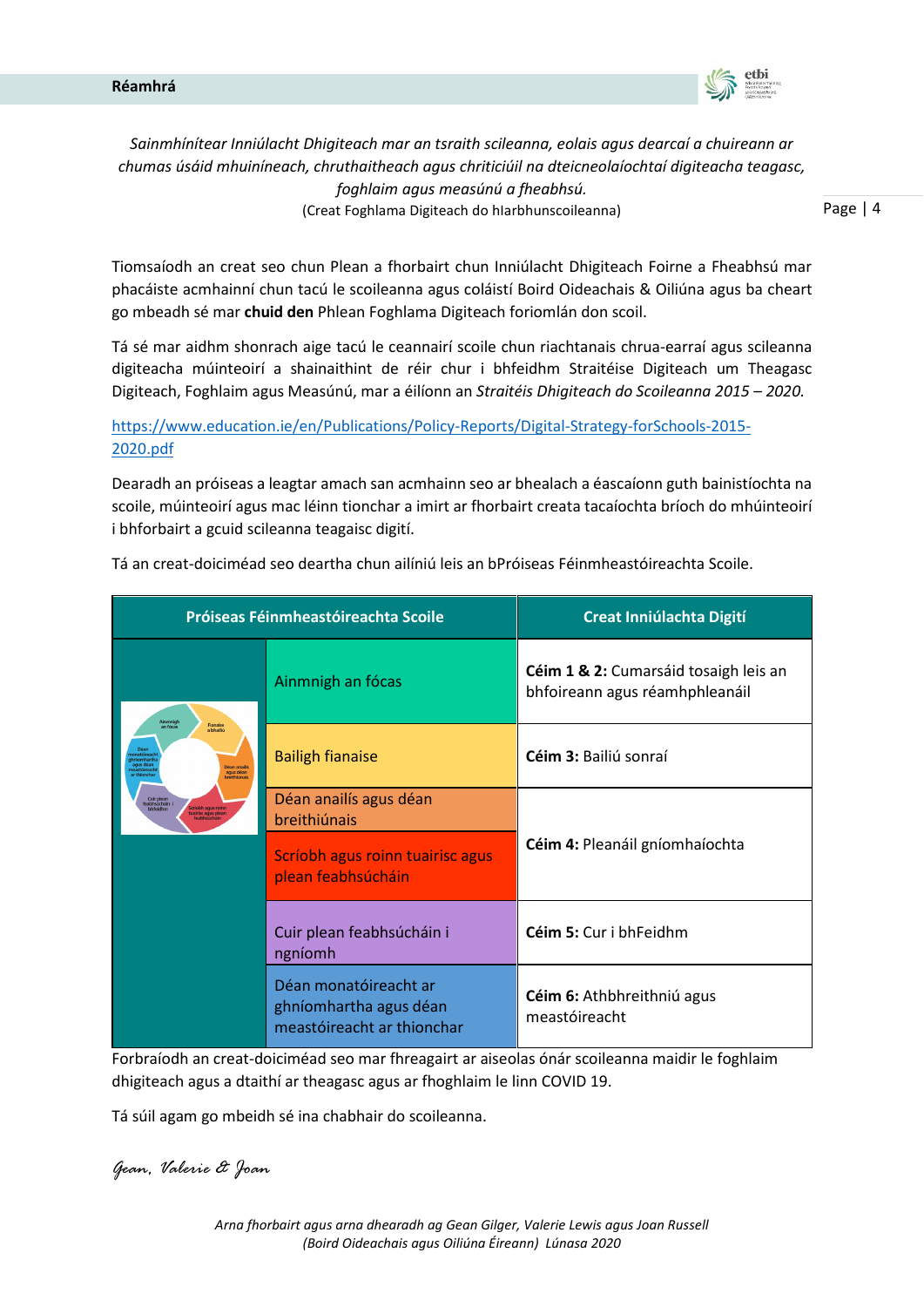## Réamhrá

*Sainmhínítear Inniúlacht Dhigiteach mar an tsraith scileanna, eolais agus dearcaí a chuireann ar chumas úsáid mhuiníneach, chruthaitheach agus chriticiúil na dteicneolaíochtaí digiteacha teagasc, foghlaim agus measúnú a fheabhsú.*
(Creat Foghlama Digiteach do hIarbhunscoileanna)

Tiomsaíodh an creat seo chun Plean a fhorbairt chun Inniúlacht Dhigiteach Foirne a Fheabhsú mar phacáiste acmhainní chun tacú le scoileanna agus coláistí Boird Oideachais & Oiliúna agus ba cheart go mbeadh sé mar **chuid den** Phlean Foghlama Digiteach foriomlán don scoil.

Tá sé mar aidhm shonrach aige tacú le ceannairí scoile chun riachtanais chrua-earraí agus scileanna digiteacha múinteoirí a shainaithint de réir chur i bhfeidhm Straitéise Digiteach um Theagasc Digiteach, Foghlaim agus Measúnú, mar a éilíonn an *Straitéis Dhigiteach do Scoileanna 2015 – 2020.*

https://www.education.ie/en/Publications/Policy-Reports/Digital-Strategy-forSchools-2015-2020.pdf

Dearadh an próiseas a leagtar amach san acmhainn seo ar bhealach a éascaíonn guth bainistíochta na scoile, múinteoirí agus mac léinn tionchar a imirt ar fhorbairt creata tacaíochta bríoch do mhúinteoirí i bhforbairt a gcuid scileanna teagaisc digití.

Tá an creat-doiciméad seo deartha chun ailíniú leis an bPróiseas Féinmheastóireachta Scoile.

| Próiseas Féinmheastóireachta Scoile | | Creat Inniúlachta Digití |
|---|---|---|
| | Aimnigh an fócas | **Céim 1 & 2:** Cumarsáid tosaigh leis an bhfoireann agus réamhphleanáil |
| | Bailigh fianaise | **Céim 3:** Bailiú sonraí |
| | Déan anailís agus déan breithiúnais | **Céim 4:** Pleanáil gníomhaíochta |
| | Scríobh agus roinn tuairisc agus plean feabhsúcháin | |
| | Cuir plean feabhsúcháin i ngníomh | **Céim 5:** Cur i bhFeidhm |
| | Déan monatóireacht ar ghníomhartha agus déan meastóireacht ar thionchar | **Céim 6:** Athbhreithniú agus meastóireacht |

Forbraíodh an creat-doiciméad seo mar fhreagairt ar aiseolas ónár scoileanna maidir le foghlaim dhigiteach agus a dtaithí ar theagasc agus ar fhoghlaim le linn COVID 19.

Tá súil agam go mbeidh sé ina chabhair do scoileanna.

*Gean, Valerie & Joan*

*Arna fhorbairt agus arna dhearadh ag Gean Gilger, Valerie Lewis agus Joan Russell*
*(Boird Oideachais agus Oiliúna Éireann) Lúnasa 2020*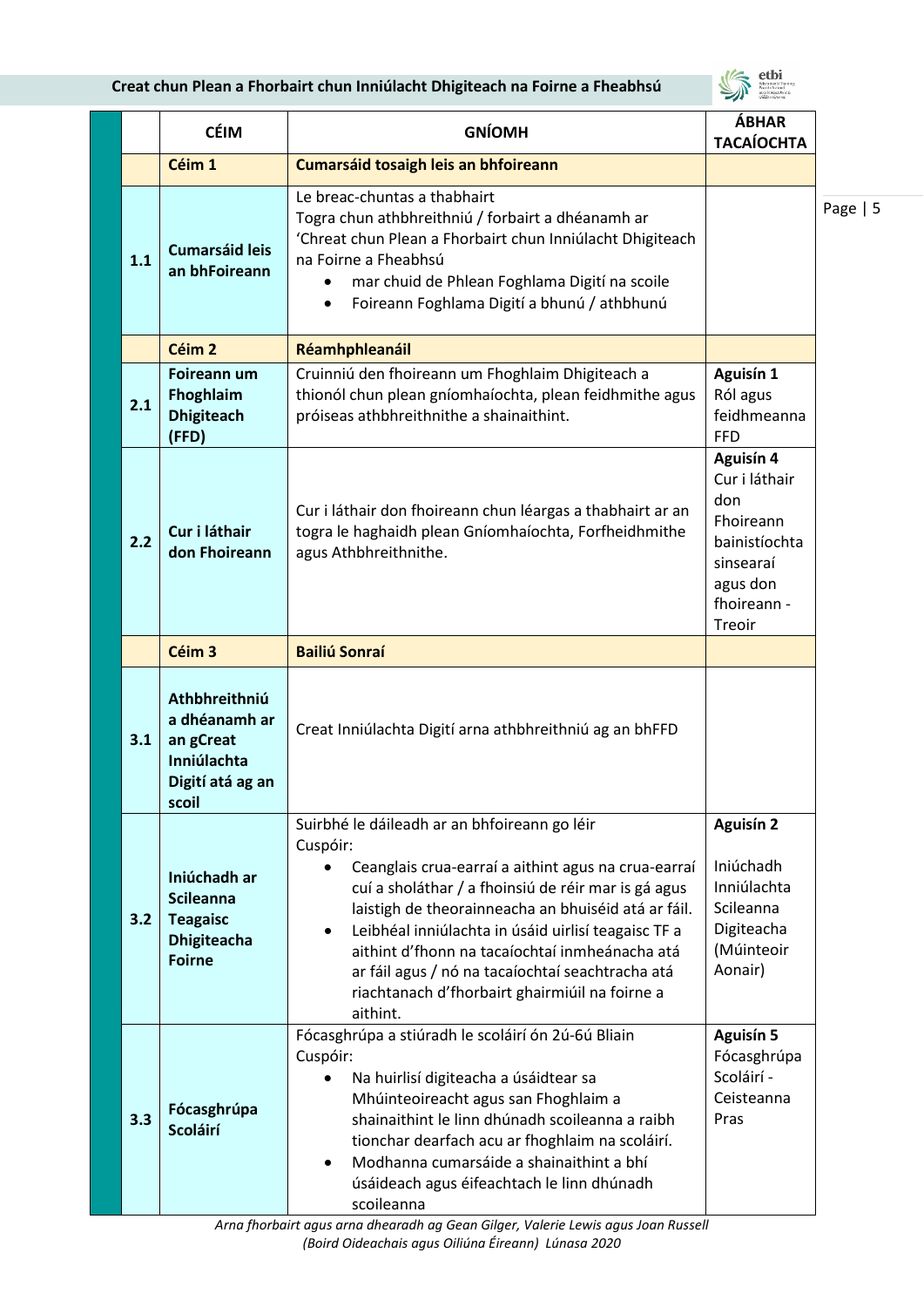| | CÉIM | GNÍOMH | ÁBHAR TACAÍOCHTA |
|---|---|---|---|
| | **Céim 1** | **Cumarsáid tosaigh leis an bhfoireann** | |
| **1.1** | **Cumarsáid leis an bhFoireann** | Le breac-chuntas a thabhairt<br>Togra chun athbhreithniú / forbairt a dhéanamh ar 'Chreat chun Plean a Fhorbairt chun Inniúlacht Dhigiteach na Foirne a Fheabhsú<br>• mar chuid de Phlean Foghlama Digití na scoile<br>• Foireann Foghlama Digití a bhunú / athbhunú | |
| | **Céim 2** | **Réamhphleanáil** | |
| **2.1** | **Foireann um Fhoghlaim Dhigiteach (FFD)** | Cruinniú den fhoireann um Fhoghlaim Dhigiteach a thionól chun plean gníomhaíochta, plean feidhmithe agus próiseas athbhreithnithe a shainaithint. | **Aguisín 1** Ról agus feidhmeanna FFD |
| **2.2** | **Cur i láthair don Fhoireann** | Cur i láthair don fhoireann chun léargas a thabhairt ar an togra le haghaidh plean Gníomhaíochta, Forfheidhmithe agus Athbhreithnithe. | **Aguisín 4** Cur i láthair don Fhoireann bainistíochta sinsearaí agus don fhoireann - Treoir |
| | **Céim 3** | **Bailiú Sonraí** | |
| **3.1** | **Athbhreithniú a dhéanamh ar an gCreat Inniúlachta Digití atá ag an scoil** | Creat Inniúlachta Digití arna athbhreithniú ag an bhFFD | |
| **3.2** | **Iniúchadh ar Scileanna Teagaisc Dhigiteacha Foirne** | Suirbhé le dáileadh ar an bhfoireann go léir<br>Cuspóir:<br>• Ceanglais crua-earraí a aithint agus na crua-earraí cuí a sholáthar / a fhoinsiú de réir mar is gá agus laistigh de theorainneacha an bhuiséid atá ar fáil.<br>• Leibhéal inniúlachta in úsáid uirlisí teagaisc TF a aithint d'fhonn na tacaíochtaí inmheánacha atá ar fáil agus / nó na tacaíochtaí seachtracha atá riachtanach d'fhorbairt ghairmiúil na foirne a aithint. | **Aguisín 2**<br>Iniúchadh Inniúlachta Scileanna Digiteacha (Múinteoir Aonair) |
| **3.3** | **Fócasghrúpa Scoláirí** | Fócasghrúpa a stiúradh le scoláirí ón 2ú-6ú Bliain<br>Cuspóir:<br>• Na huirlisí digiteacha a úsáidtear sa Mhúinteoireacht agus san Fhoghlaim a shainaithint le linn dhúnadh scoileanna a raibh tionchar dearfach acu ar fhoghlaim na scoláirí.<br>• Modhanna cumarsáide a shainaithint a bhí úsáideach agus éifeachtach le linn dhúnadh scoileanna | **Aguisín 5** Fócasghrúpa Scoláirí - Ceisteanna Pras |

*Arna fhorbairt agus arna dhearadh ag Gean Gilger, Valerie Lewis agus Joan Russell (Boird Oideachais agus Oiliúna Éireann) Lúnasa 2020*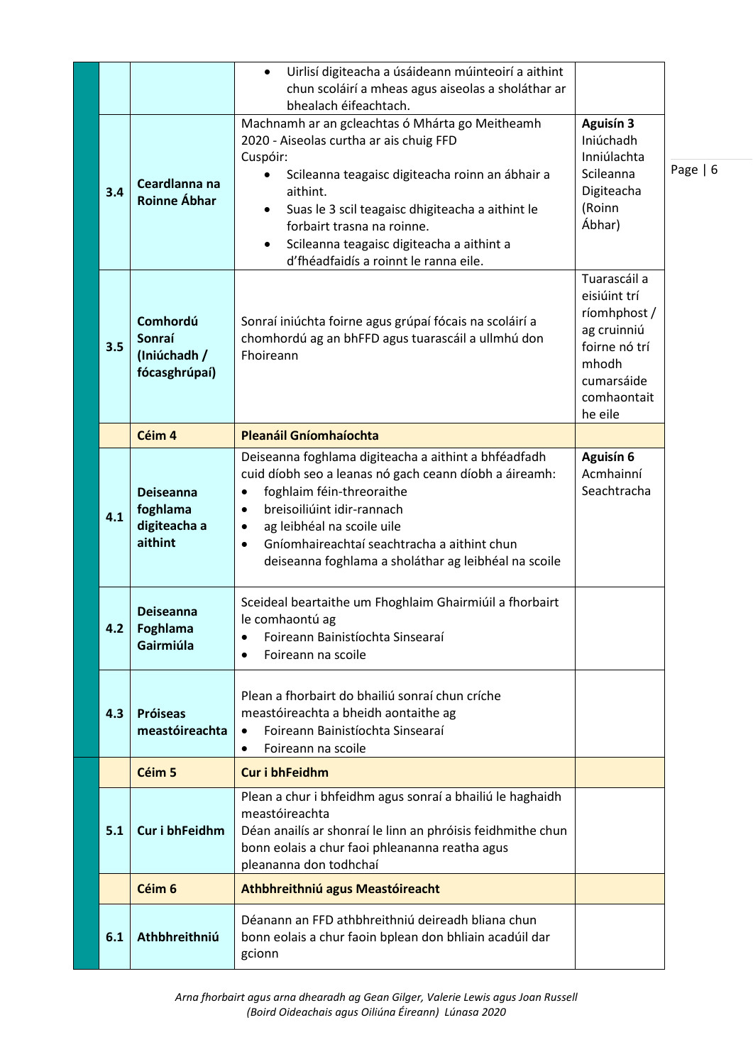| | | | |
|---|---|---|---|
| | | • Uirlisí digiteacha a úsáideann múinteoirí a aithint chun scoláirí a mheas agus aiseolas a sholáthar ar bhealach éifeachtach. | |
| 3.4 | **Ceardlanna na Roinne Ábhar** | Machnamh ar an gcleachtas ó Mhárta go Meitheamh 2020 - Aiseolas curtha ar ais chuig FFD<br>Cuspóir:<br>• Scileanna teagaisc digiteacha roinn an ábhair a aithint.<br>• Suas le 3 scil teagaisc dhigiteacha a aithint le forbairt trasna na roinne.<br>• Scileanna teagaisc digiteacha a aithint a d'fhéadfaidís a roinnt le ranna eile. | **Aguisín 3**<br>Iniúchadh Inniúlachta Scileanna Digiteacha (Roinn Ábhar) |
| 3.5 | **Comhordú Sonraí (Iniúchadh / fócasghrúpaí)** | Sonraí iniúchta foirne agus grúpaí fócais na scoláirí a chomhordú ag an bhFFD agus tuarascáil a ullmhú don Fhoireann | Tuarascáil a eisiúint trí ríomhphost / ag cruinniú foirne nó trí mhodh cumarsáide comhaontaithe eile |
| | **Céim 4** | **Pleanáil Gníomhaíochta** | |
| 4.1 | **Deiseanna foghlama digiteacha a aithint** | Deiseanna foghlama digiteacha a aithint a bhféadfadh cuid díobh seo a leanas nó gach ceann díobh a áireamh:<br>• foghlaim féin-threoraithe<br>• breisoiliúint idir-rannach<br>• ag leibhéal na scoile uile<br>• Gníomhaireachtaí seachtracha a aithint chun deiseanna foghlama a sholáthar ag leibhéal na scoile | **Aguisín 6**<br>Acmhainní Seachtracha |
| 4.2 | **Deiseanna Foghlama Gairmiúla** | Sceideal beartaithe um Fhoghlaim Ghairmiúil a fhorbairt le comhaontú ag<br>• Foireann Bainistíochta Sinsearaí<br>• Foireann na scoile | |
| 4.3 | **Próiseas meastóireachta** | Plean a fhorbairt do bhailiú sonraí chun críche meastóireachta a bheidh aontaithe ag<br>• Foireann Bainistíochta Sinsearaí<br>• Foireann na scoile | |
| | **Céim 5** | **Cur i bhFeidhm** | |
| 5.1 | **Cur i bhFeidhm** | Plean a chur i bhfeidhm agus sonraí a bhailiú le haghaidh meastóireachta<br>Déan anailís ar shonraí le linn an phróisis feidhmithe chun bonn eolais a chur faoi phleananna reatha agus pleananna don todhchaí | |
| | **Céim 6** | **Athbhreithniú agus Meastóireacht** | |
| 6.1 | **Athbhreithniú** | Déanann an FFD athbhreithniú deireadh bliana chun bonn eolais a chur faoin bplean don bhliain acadúil dar gcionn | |

*Arna fhorbairt agus arna dhearadh ag Gean Gilger, Valerie Lewis agus Joan Russell (Boird Oideachais agus Oiliúna Éireann) Lúnasa 2020*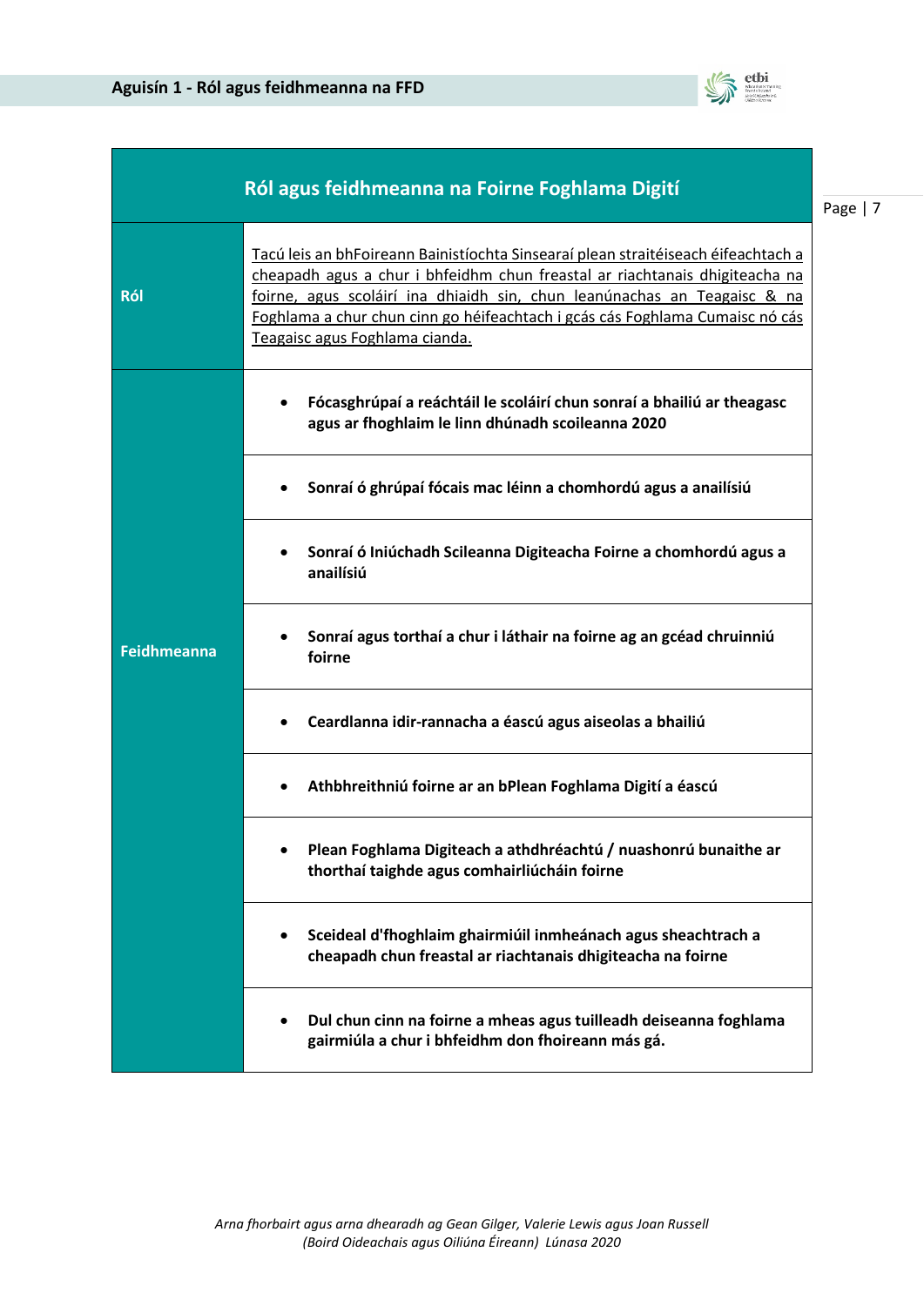## Aguisín 1 - Ról agus feidhmeanna na FFD

| Ról agus feidhmeanna na Foirne Foghlama Digití | |
|---|---|
| **Ról** | Tacú leis an bhFoireann Bainistíochta Sinsearaí plean straitéiseach éifeachtach a cheapadh agus a chur i bhfeidhm chun freastal ar riachtanais dhigiteacha na foirne, agus scoláirí ina dhiaidh sin, chun leanúnachas an Teagaisc & na Foghlama a chur chun cinn go héifeachtach i gcás cás Foghlama Cumaisc nó cás Teagaisc agus Foghlama cianda. |
| **Feidhmeanna** | • **Fócasghrúpaí a reáchtáil le scoláirí chun sonraí a bhailiú ar theagasc agus ar fhoghlaim le linn dhúnadh scoileanna 2020** |
| | • **Sonraí ó ghrúpaí fócais mac léinn a chomhordú agus a anailísiú** |
| | • **Sonraí ó Iniúchadh Scileanna Digiteacha Foirne a chomhordú agus a anailísiú** |
| | • **Sonraí agus torthaí a chur i láthair na foirne ag an gcéad chruinniú foirne** |
| | • **Ceardlanna idir-rannacha a éascú agus aiseolas a bhailiú** |
| | • **Athbhreithniú foirne ar an bPlean Foghlama Digití a éascú** |
| | • **Plean Foghlama Digiteach a athdhréachtú / nuashonrú bunaithe ar thorthaí taighde agus comhairliúcháin foirne** |
| | • **Sceideal d'fhoghlaim ghairmiúil inmheánach agus sheachtrach a cheapadh chun freastal ar riachtanais dhigiteacha na foirne** |
| | • **Dul chun cinn na foirne a mheas agus tuilleadh deiseanna foghlama gairmiúla a chur i bhfeidhm don fhoireann más gá.** |

*Arna fhorbairt agus arna dhearadh ag Gean Gilger, Valerie Lewis agus Joan Russell (Boird Oideachais agus Oiliúna Éireann) Lúnasa 2020*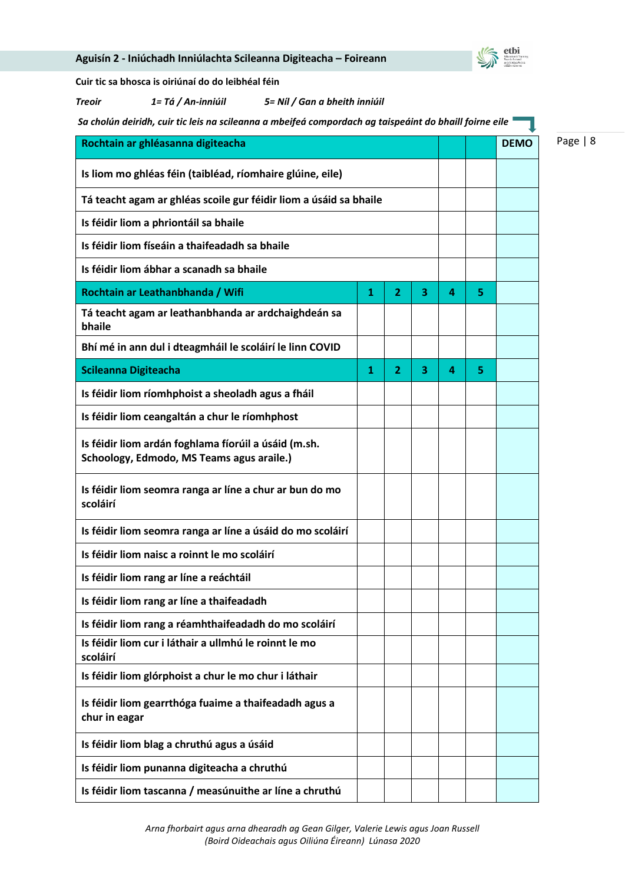## Aguisín 2 - Iniúchadh Inniúlachta Scileanna Digiteacha – Foireann

**Cuir tic sa bhosca is oiriúnaí do do leibhéal féin**

***Treoir*** ***1= Tá / An-inniúil*** ***5= Níl / Gan a bheith inniúil***

***Sa cholún deiridh, cuir tic leis na scileanna a mbeifeá compordach ag taispeáint do bhaill foirne eile***

| **Rochtain ar ghléasanna digiteacha** | | | | | | **DEMO** |
|---|---|---|---|---|---|---|
| **Is liom mo ghléas féin (taibléad, ríomhaire glúine, eile)** | | | | | | |
| **Tá teacht agam ar ghléas scoile gur féidir liom a úsáid sa bhaile** | | | | | | |
| **Is féidir liom a phriontáil sa bhaile** | | | | | | |
| **Is féidir liom físeáin a thaifeadadh sa bhaile** | | | | | | |
| **Is féidir liom ábhar a scanadh sa bhaile** | | | | | | |
| **Rochtain ar Leathanbhanda / Wifi** | **1** | **2** | **3** | **4** | **5** | |
| **Tá teacht agam ar leathanbhanda ar ardchaighdeán sa bhaile** | | | | | | |
| **Bhí mé in ann dul i dteagmháil le scoláirí le linn COVID** | | | | | | |
| **Scileanna Digiteacha** | **1** | **2** | **3** | **4** | **5** | |
| **Is féidir liom ríomhphoist a sheoladh agus a fháil** | | | | | | |
| **Is féidir liom ceangaltán a chur le ríomhphost** | | | | | | |
| **Is féidir liom ardán foghlama fíorúil a úsáid (m.sh. Schoology, Edmodo, MS Teams agus araile.)** | | | | | | |
| **Is féidir liom seomra ranga ar líne a chur ar bun do mo scoláirí** | | | | | | |
| **Is féidir liom seomra ranga ar líne a úsáid do mo scoláirí** | | | | | | |
| **Is féidir liom naisc a roinnt le mo scoláirí** | | | | | | |
| **Is féidir liom rang ar líne a reáchtáil** | | | | | | |
| **Is féidir liom rang ar líne a thaifeadadh** | | | | | | |
| **Is féidir liom rang a réamhthaifeadadh do mo scoláirí** | | | | | | |
| **Is féidir liom cur i láthair a ullmhú le roinnt le mo scoláirí** | | | | | | |
| **Is féidir liom glórphoist a chur le mo chur i láthair** | | | | | | |
| **Is féidir liom gearrthóga fuaime a thaifeadadh agus a chur in eagar** | | | | | | |
| **Is féidir liom blag a chruthú agus a úsáid** | | | | | | |
| **Is féidir liom punanna digiteacha a chruthú** | | | | | | |
| **Is féidir liom tascanna / measúnuithe ar líne a chruthú** | | | | | | |

*Arna fhorbairt agus arna dhearadh ag Gean Gilger, Valerie Lewis agus Joan Russell (Boird Oideachais agus Oiliúna Éireann) Lúnasa 2020*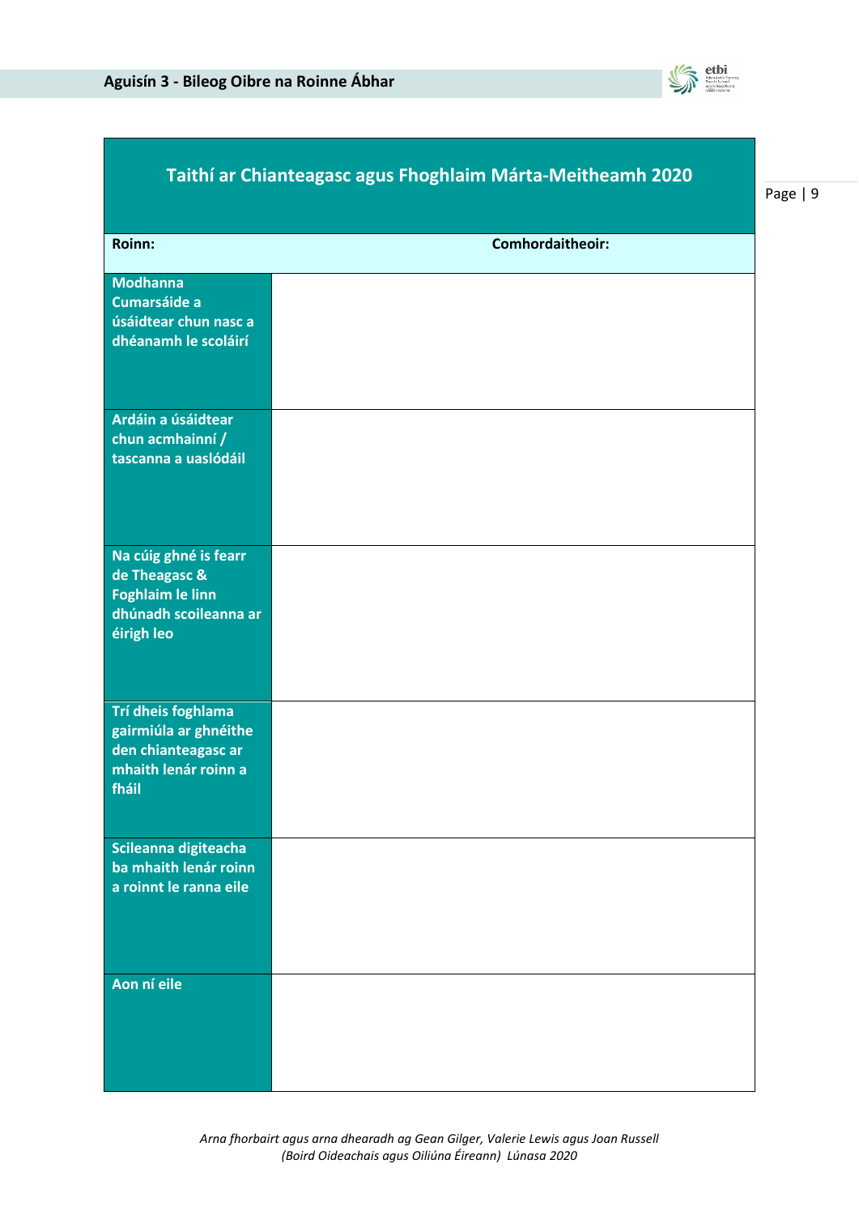## Aguisín 3 - Bileog Oibre na Roinne Ábhar

| Taithí ar Chianteagasc agus Fhoghlaim Márta-Meitheamh 2020 | |
|---|---|
| **Roinn:** | **Comhordaitheoir:** |
| **Modhanna Cumarsáide a úsáidtear chun nasc a dhéanamh le scoláirí** | |
| **Ardáin a úsáidtear chun acmhainní / tascanna a uaslódáil** | |
| **Na cúig ghné is fearr de Theagasc & Foghlaim le linn dhúnadh scoileanna ar éirigh leo** | |
| **Trí dheis foghlama gairmiúla ar ghnéithe den chianteagasc ar mhaith lenár roinn a fháil** | |
| **Scileanna digiteacha ba mhaith lenár roinn a roinnt le ranna eile** | |
| **Aon ní eile** | |

*Arna fhorbairt agus arna dhearadh ag Gean Gilger, Valerie Lewis agus Joan Russell (Boird Oideachais agus Oiliúna Éireann) Lúnasa 2020*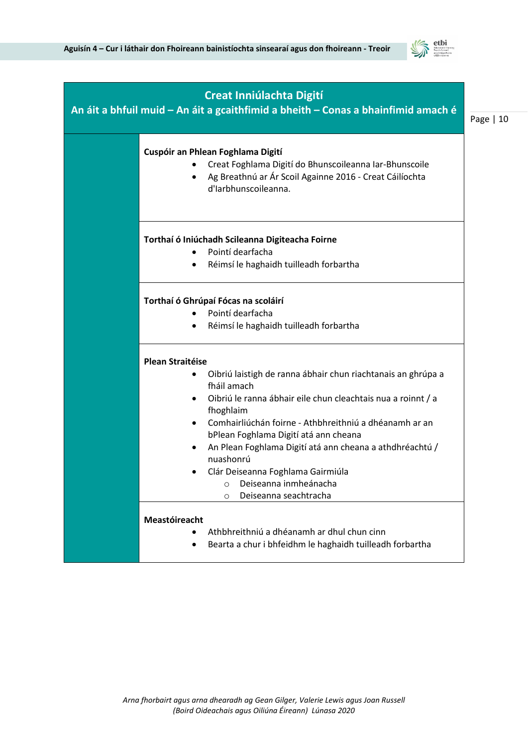## Creat Inniúlachta Digití

### An áit a bhfuil muid – An áit a gcaithfimid a bheith – Conas a bhainfimid amach é

**Cuspóir an Phlean Foghlama Digití**

- Creat Foghlama Digití do Bhunscoileanna Iar-Bhunscoile
- Ag Breathnú ar Ár Scoil Againne 2016 - Creat Cáilíochta d'Iarbhunscoileanna.

**Torthaí ó Iniúchadh Scileanna Digiteacha Foirne**

- Pointí dearfacha
- Réimsí le haghaidh tuilleadh forbartha

**Torthaí ó Ghrúpaí Fócas na scoláirí**

- Pointí dearfacha
- Réimsí le haghaidh tuilleadh forbartha

**Plean Straitéise**

- Oibriú laistigh de ranna ábhair chun riachtanais an ghrúpa a fháil amach
- Oibriú le ranna ábhair eile chun cleachtais nua a roinnt / a fhoghlaim
- Comhairliúchán foirne - Athbhreithniú a dhéanamh ar an bPlean Foghlama Digití atá ann cheana
- An Plean Foghlama Digití atá ann cheana a athdhréachtú / nuashonrú
- Clár Deiseanna Foghlama Gairmiúla
  - Deiseanna inmheánacha
  - Deiseanna seachtracha

**Meastóireacht**

- Athbhreithniú a dhéanamh ar dhul chun cinn
- Bearta a chur i bhfeidhm le haghaidh tuilleadh forbartha

*Arna fhorbairt agus arna dhearadh ag Gean Gilger, Valerie Lewis agus Joan Russell (Boird Oideachais agus Oiliúna Éireann) Lúnasa 2020*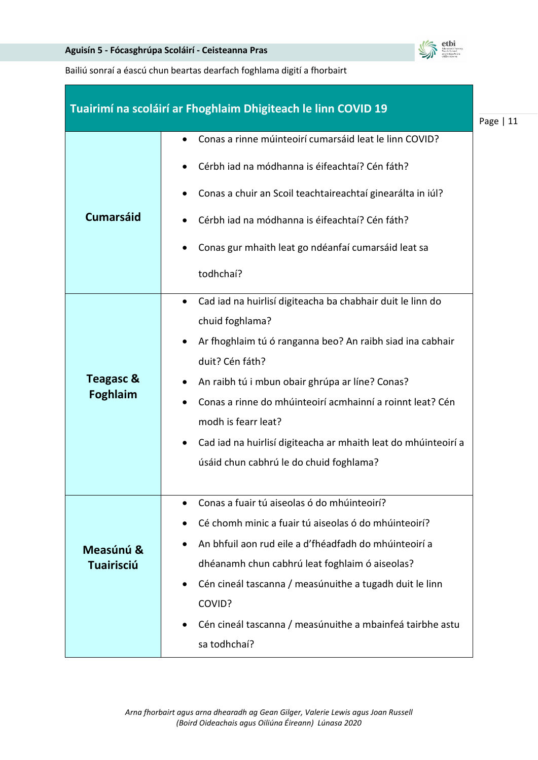Bailiú sonraí a éascú chun beartas dearfach foghlama digití a fhorbairt

| Tuairimí na scoláirí ar Fhoghlaim Dhigiteach le linn COVID 19 | |
|---|---|
| **Cumarsáid** | • Conas a rinne múinteoirí cumarsáid leat le linn COVID?<br>• Cérbh iad na módhanna is éifeachtaí? Cén fáth?<br>• Conas a chuir an Scoil teachtaireachtaí ginearálta in iúl?<br>• Cérbh iad na módhanna is éifeachtaí? Cén fáth?<br>• Conas gur mhaith leat go ndéanfaí cumarsáid leat sa todhchaí? |
| **Teagasc & Foghlaim** | • Cad iad na huirlisí digiteacha ba chabhair duit le linn do chuid foghlama?<br>• Ar fhoghlaim tú ó ranganna beo? An raibh siad ina cabhair duit? Cén fáth?<br>• An raibh tú i mbun obair ghrúpa ar líne? Conas?<br>• Conas a rinne do mhúinteoirí acmhainní a roinnt leat? Cén modh is fearr leat?<br>• Cad iad na huirlisí digiteacha ar mhaith leat do mhúinteoirí a úsáid chun cabhrú le do chuid foghlama? |
| **Measúnú & Tuairisciú** | • Conas a fuair tú aiseolas ó do mhúinteoirí?<br>• Cé chomh minic a fuair tú aiseolas ó do mhúinteoirí?<br>• An bhfuil aon rud eile a d'fhéadfadh do mhúinteoirí a dhéanamh chun cabhrú leat foghlaim ó aiseolas?<br>• Cén cineál tascanna / measúnuithe a tugadh duit le linn COVID?<br>• Cén cineál tascanna / measúnuithe a mbainfeá tairbhe astu sa todhchaí? |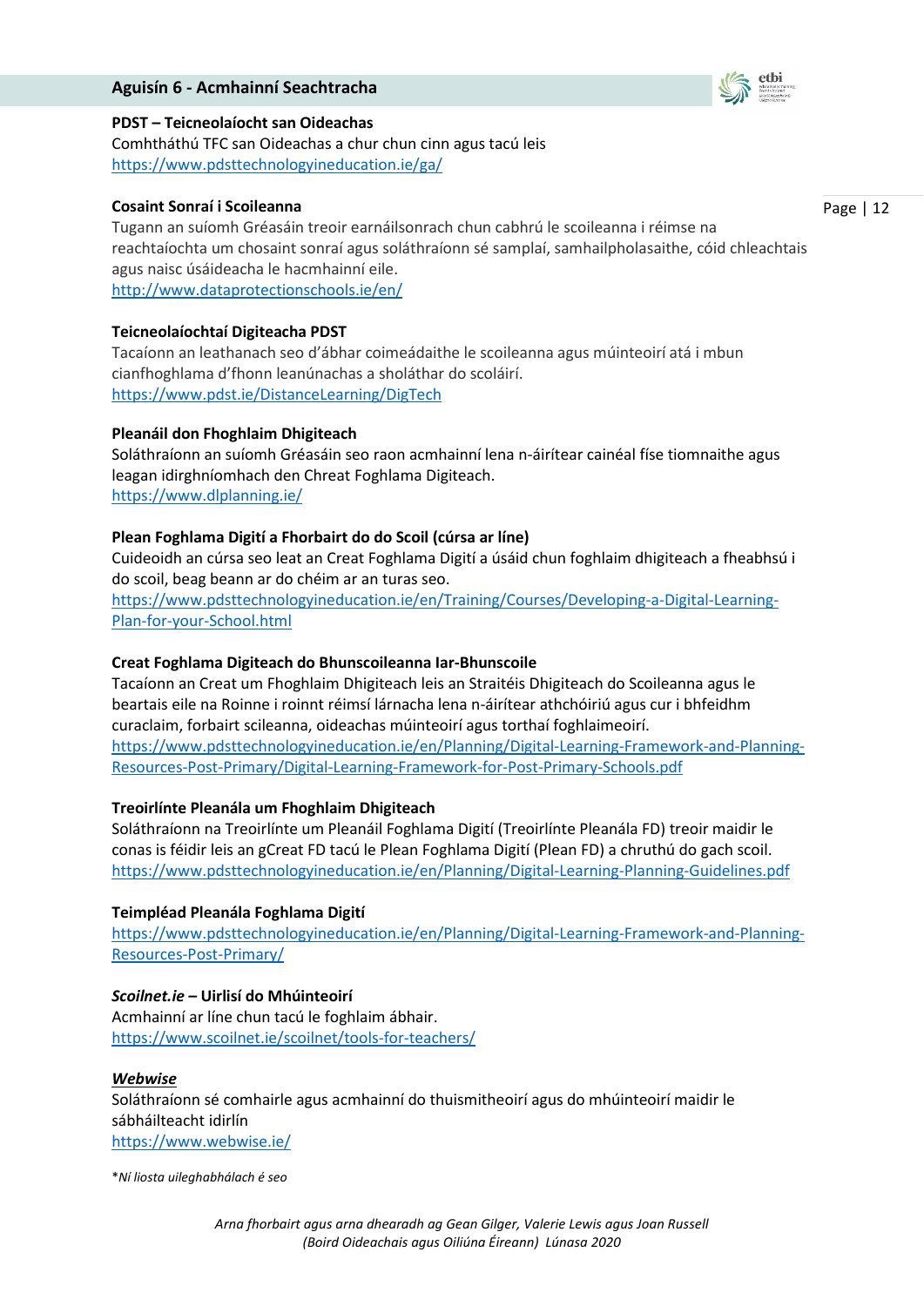## Aguisín 6 - Acmhainní Seachtracha

**PDST – Teicneolaíocht san Oideachas**
Comhtháthú TFC san Oideachas a chur chun cinn agus tacú leis
https://www.pdsttechnologyineducation.ie/ga/

**Cosaint Sonraí i Scoileanna**
Tugann an suíomh Gréasáin treoir earnáilsonrach chun cabhrú le scoileanna i réimse na reachtaíochta um chosaint sonraí agus soláthraíonn sé samplaí, samhailpholasaithe, cóid chleachtais agus naisc úsáideacha le hacmhainní eile.
http://www.dataprotectionschools.ie/en/

**Teicneolaíochtaí Digiteacha PDST**
Tacaíonn an leathanach seo d'ábhar coimeádaithe le scoileanna agus múinteoirí atá i mbun cianfhoghlama d'fhonn leanúnachas a sholáthar do scoláirí.
https://www.pdst.ie/DistanceLearning/DigTech

**Pleanáil don Fhoghlaim Dhigiteach**
Soláthraíonn an suíomh Gréasáin seo raon acmhainní lena n-áirítear cainéal físe tiomnaithe agus leagan idirghníomhach den Chreat Foghlama Digiteach.
https://www.dlplanning.ie/

**Plean Foghlama Digití a Fhorbairt do do Scoil (cúrsa ar líne)**
Cuideoidh an cúrsa seo leat an Creat Foghlama Digití a úsáid chun foghlaim dhigiteach a fheabhsú i do scoil, beag beann ar do chéim ar an turas seo.
https://www.pdsttechnologyineducation.ie/en/Training/Courses/Developing-a-Digital-Learning-Plan-for-your-School.html

**Creat Foghlama Digiteach do Bhunscoileanna Iar-Bhunscoile**
Tacaíonn an Creat um Fhoghlaim Dhigiteach leis an Straitéis Dhigiteach do Scoileanna agus le beartais eile na Roinne i roinnt réimsí lárnacha lena n-áirítear athchóiriú agus cur i bhfeidhm curaclaim, forbairt scileanna, oideachas múinteoirí agus torthaí foghlaimeoirí.
https://www.pdsttechnologyineducation.ie/en/Planning/Digital-Learning-Framework-and-Planning-Resources-Post-Primary/Digital-Learning-Framework-for-Post-Primary-Schools.pdf

**Treoirlínte Pleanála um Fhoghlaim Dhigiteach**
Soláthraíonn na Treoirlínte um Pleanáil Foghlama Digití (Treoirlínte Pleanála FD) treoir maidir le conas is féidir leis an gCreat FD tacú le Plean Foghlama Digití (Plean FD) a chruthú do gach scoil.
https://www.pdsttechnologyineducation.ie/en/Planning/Digital-Learning-Planning-Guidelines.pdf

**Teimpléad Pleanála Foghlama Digití**
https://www.pdsttechnologyineducation.ie/en/Planning/Digital-Learning-Framework-and-Planning-Resources-Post-Primary/

***Scoilnet.ie* – Uirlisí do Mhúinteoirí**
Acmhainní ar líne chun tacú le foghlaim ábhair.
https://www.scoilnet.ie/scoilnet/tools-for-teachers/

***Webwise***
Soláthraíonn sé comhairle agus acmhainní do thuismitheoirí agus do mhúinteoirí maidir le sábháilteacht idirlín
https://www.webwise.ie/

**Ní liosta uileghabhálach é seo*

*Arna fhorbairt agus arna dhearadh ag Gean Gilger, Valerie Lewis agus Joan Russell (Boird Oideachais agus Oiliúna Éireann) Lúnasa 2020*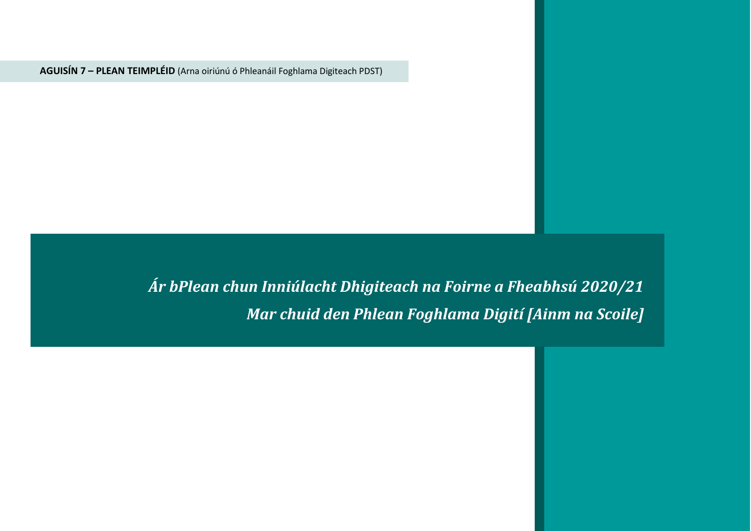**AGUISÍN 7 – PLEAN TEIMPLÉID** (Arna oiriúnú ó Phleanáil Foghlama Digiteach PDST)

# *Ár bPlean chun Inniúlacht Dhigiteach na Foirne a Fheabhsú 2020/21*

## *Mar chuid den Phlean Foghlama Digití [Ainm na Scoile]*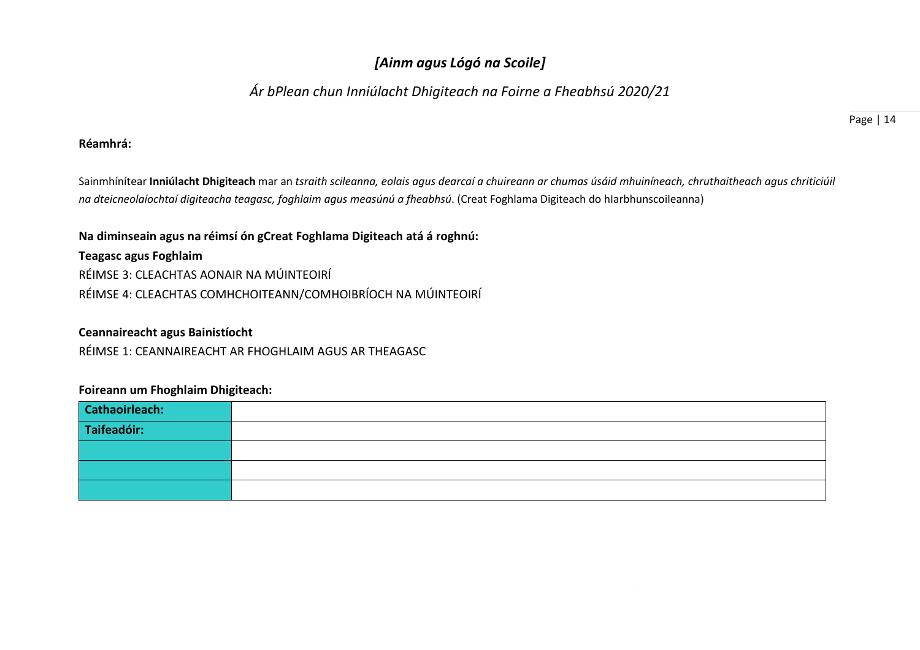## *[Ainm agus Lógó na Scoile]*

### *Ár bPlean chun Inniúlacht Dhigiteach na Foirne a Fheabhsú 2020/21*

**Réamhrá:**

Sainmhínítear **Inniúlacht Dhigiteach** mar an *tsraith scileanna, eolais agus dearcaí a chuireann ar chumas úsáid mhuiníneach, chruthaitheach agus chriticiúil na dteicneolaíochtaí digiteacha teagasc, foghlaim agus measúnú a fheabhsú*. (Creat Foghlama Digiteach do hIarbhunscoileanna)

**Na diminseain agus na réimsí ón gCreat Foghlama Digiteach atá á roghnú:**

**Teagasc agus Foghlaim**

RÉIMSE 3: CLEACHTAS AONAIR NA MÚINTEOIRÍ

RÉIMSE 4: CLEACHTAS COMHCHOITEANN/COMHOIBRÍOCH NA MÚINTEOIRÍ

**Ceannaireacht agus Bainistíocht**

RÉIMSE 1: CEANNAIREACHT AR FHOGHLAIM AGUS AR THEAGASC

**Foireann um Fhoghlaim Dhigiteach:**

| **Cathaoirleach:** | |
|---|---|
| **Taifeadóir:** | |
| | |
| | |
| | |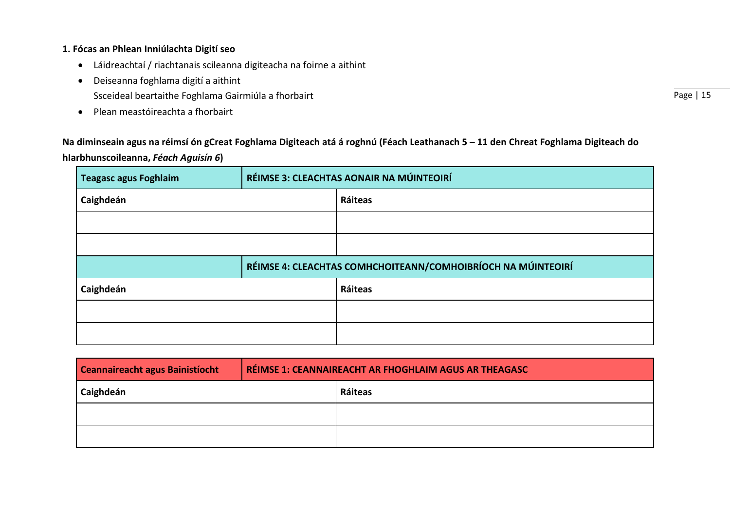**1. Fócas an Phlean Inniúlachta Digití seo**

- Láidreachtaí / riachtanais scileanna digiteacha na foirne a aithint
- Deiseanna foghlama digití a aithint
  Ssceideal beartaithe Foghlama Gairmiúla a fhorbairt
- Plean meastóireachta a fhorbairt

**Na diminseain agus na réimsí ón gCreat Foghlama Digiteach atá á roghnú (Féach Leathanach 5 – 11 den Chreat Foghlama Digiteach do hIarbhunscoileanna, *Féach Aguisín 6*)**

| **Teagasc agus Foghlaim** | **RÉIMSE 3: CLEACHTAS AONAIR NA MÚINTEOIRÍ** |
|---|---|
| **Caighdeán** | **Ráiteas** |
| | |
| | |
| | **RÉIMSE 4: CLEACHTAS COMHCHOITEANN/COMHOIBRÍOCH NA MÚINTEOIRÍ** |
| **Caighdeán** | **Ráiteas** |
| | |
| | |

| **Ceannaireacht agus Bainistíocht** | **RÉIMSE 1: CEANNAIREACHT AR FHOGHLAIM AGUS AR THEAGASC** |
|---|---|
| **Caighdeán** | **Ráiteas** |
| | |
| | |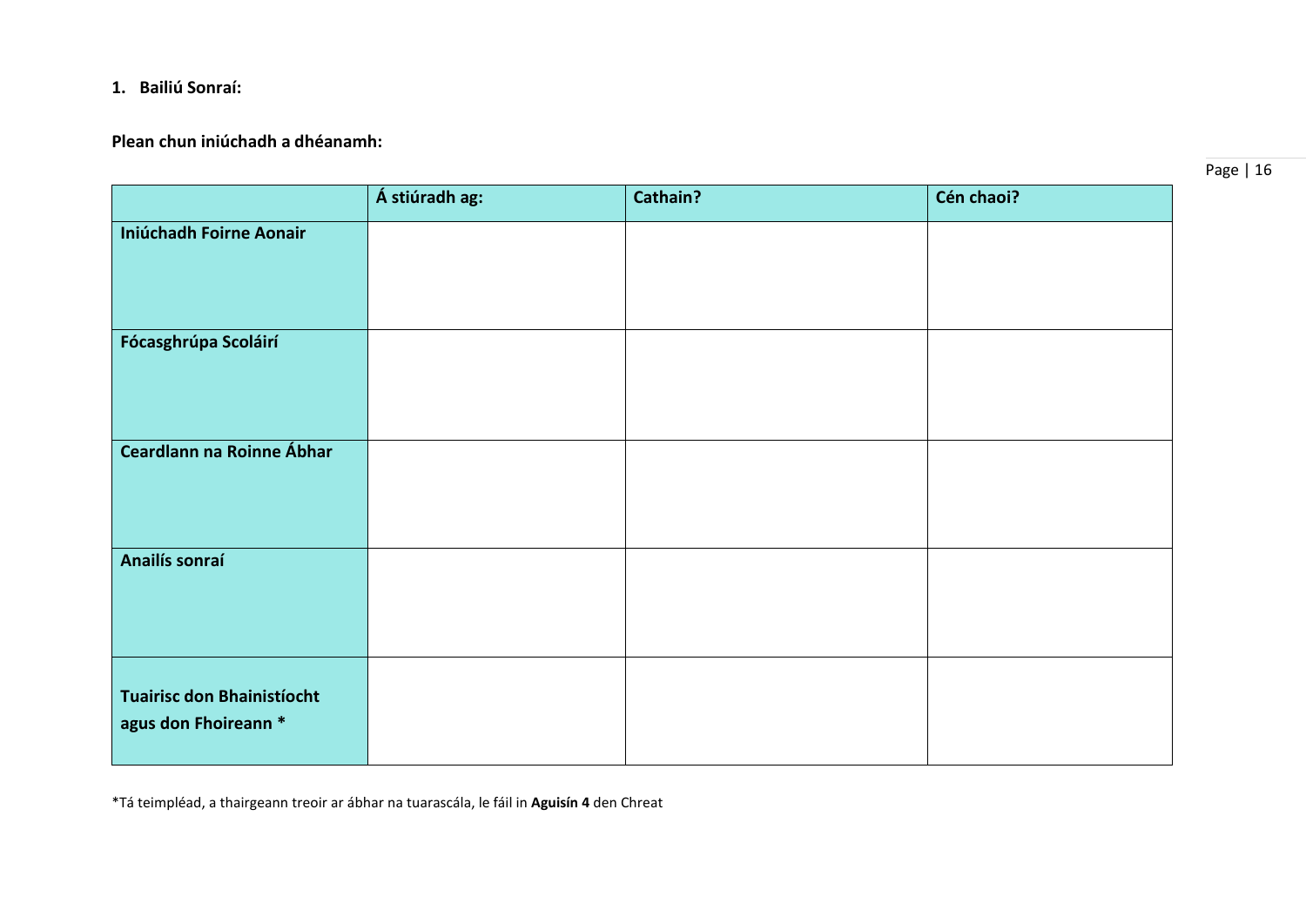1. **Bailiú Sonraí:**

**Plean chun iniúchadh a dhéanamh:**

| | **Á stiúradh ag:** | **Cathain?** | **Cén chaoi?** |
|---|---|---|---|
| **Iniúchadh Foirne Aonair** | | | |
| **Fócasghrúpa Scoláirí** | | | |
| **Ceardlann na Roinne Ábhar** | | | |
| **Anailís sonraí** | | | |
| **Tuairisc don Bhainistíocht agus don Fhoireann \*** | | | |

*Tá teimpléad, a thairgeann treoir ar ábhar na tuarascála, le fáil in **Aguisín 4** den Chreat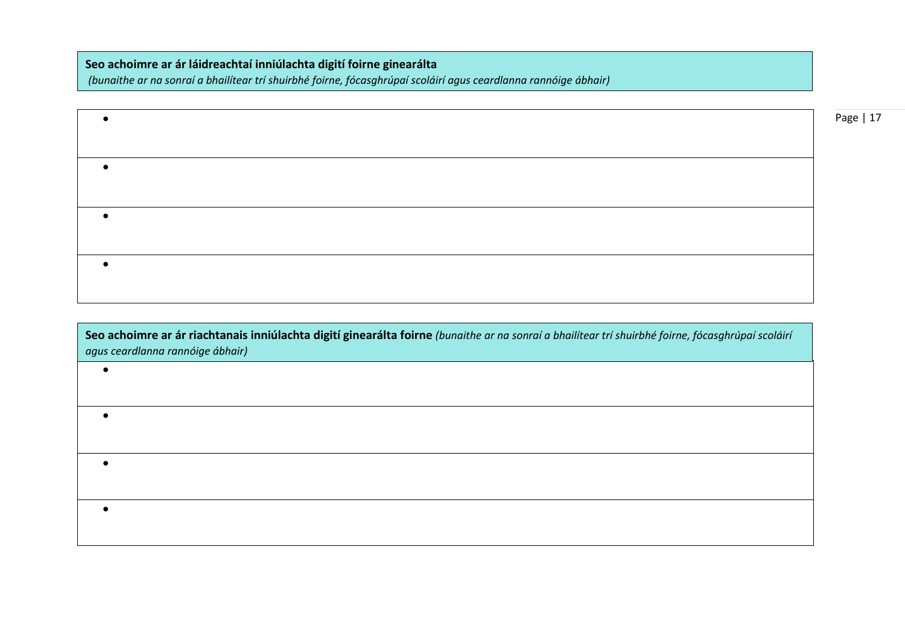| **Seo achoimre ar ár láidreachtaí inniúlachta digití foirne ginearálta** *(bunaithe ar na sonraí a bhailítear trí shuirbhé foirne, fócasghrúpaí scoláirí agus ceardlanna rannóige ábhair)* |
| --- |
| • |
| • |
| • |
| • |

| **Seo achoimre ar ár riachtanais inniúlachta digití ginearálta foirne** *(bunaithe ar na sonraí a bhailítear trí shuirbhé foirne, fócasghrúpaí scoláirí agus ceardlanna rannóige ábhair)* |
| --- |
| • |
| • |
| • |
| • |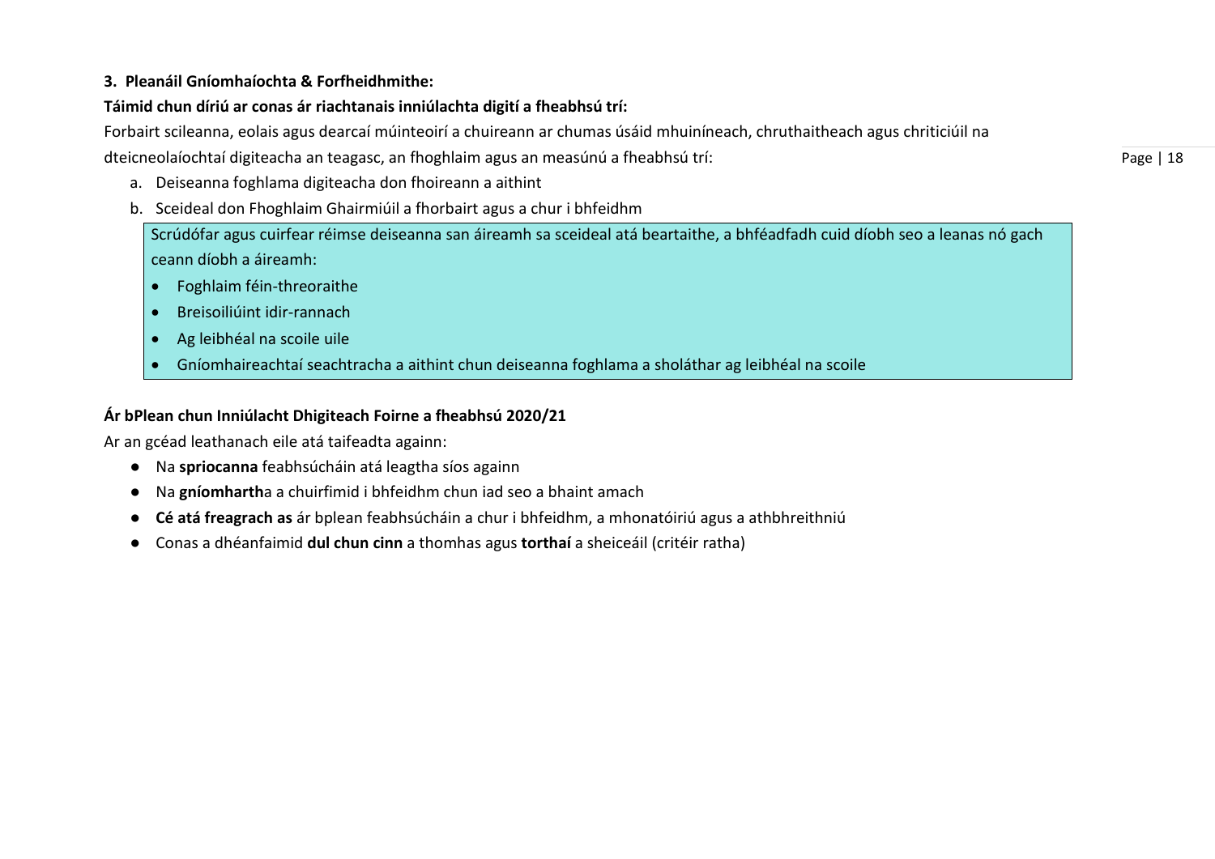**3. Pleanáil Gníomhaíochta & Forfheidhmithe:**

**Táimid chun díriú ar conas ár riachtanais inniúlachta digití a fheabhsú trí:**

Forbairt scileanna, eolais agus dearcaí múinteoirí a chuireann ar chumas úsáid mhuiníneach, chruthaitheach agus chriticiúil na dteicneolaíochtaí digiteacha an teagasc, an fhoghlaim agus an measúnú a fheabhsú trí:

a. Deiseanna foghlama digiteacha don fhoireann a aithint
b. Sceideal don Fhoghlaim Ghairmiúil a fhorbairt agus a chur i bhfeidhm

Scrúdófar agus cuirfear réimse deiseanna san áireamh sa sceideal atá beartaithe, a bhféadfadh cuid díobh seo a leanas nó gach ceann díobh a áireamh:

- Foghlaim féin-threoraithe
- Breisoiliúint idir-rannach
- Ag leibhéal na scoile uile
- Gníomhaireachtaí seachtracha a aithint chun deiseanna foghlama a sholáthar ag leibhéal na scoile

**Ár bPlean chun Inniúlacht Dhigiteach Foirne a fheabhsú 2020/21**

Ar an gcéad leathanach eile atá taifeadta againn:

- Na **spriocanna** feabhsúcháin atá leagtha síos againn
- Na **gníomhartha** a chuirfimid i bhfeidhm chun iad seo a bhaint amach
- **Cé atá freagrach as** ár bplean feabhsúcháin a chur i bhfeidhm, a mhonatóiriú agus a athbhreithniú
- Conas a dhéanfaimid **dul chun cinn** a thomhas agus **torthaí** a sheiceáil (critéir ratha)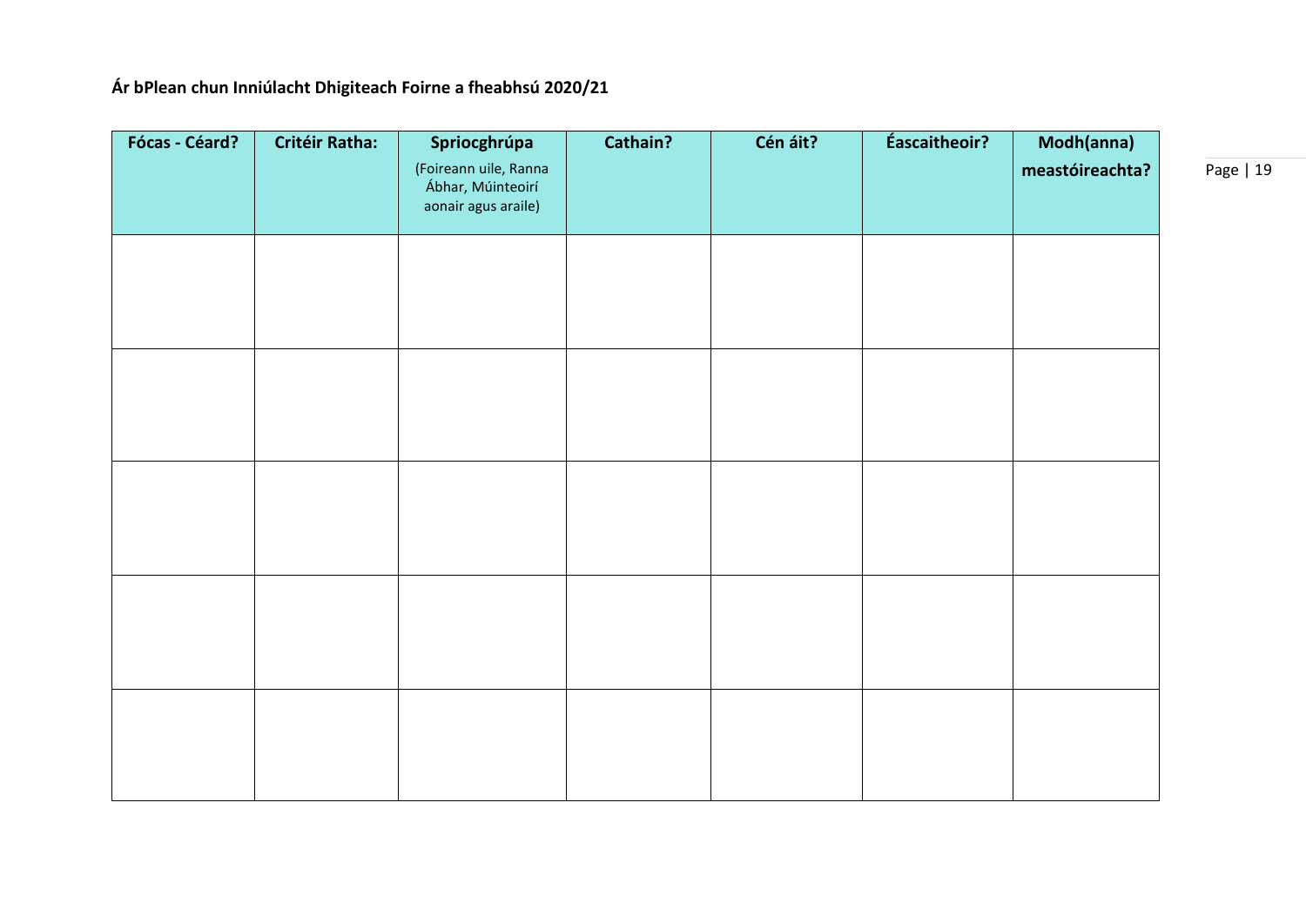**Ár bPlean chun Inniúlacht Dhigiteach Foirne a fheabhsú 2020/21**

| Fócas - Céard? | Critéir Ratha: | Spriocghrúpa (Foireann uile, Ranna Ábhar, Múinteoirí aonair agus araile) | Cathain? | Cén áit? | Éascaitheoir? | Modh(anna) meastóireachta? |
|---|---|---|---|---|---|---|
| | | | | | | |
| | | | | | | |
| | | | | | | |
| | | | | | | |
| | | | | | | |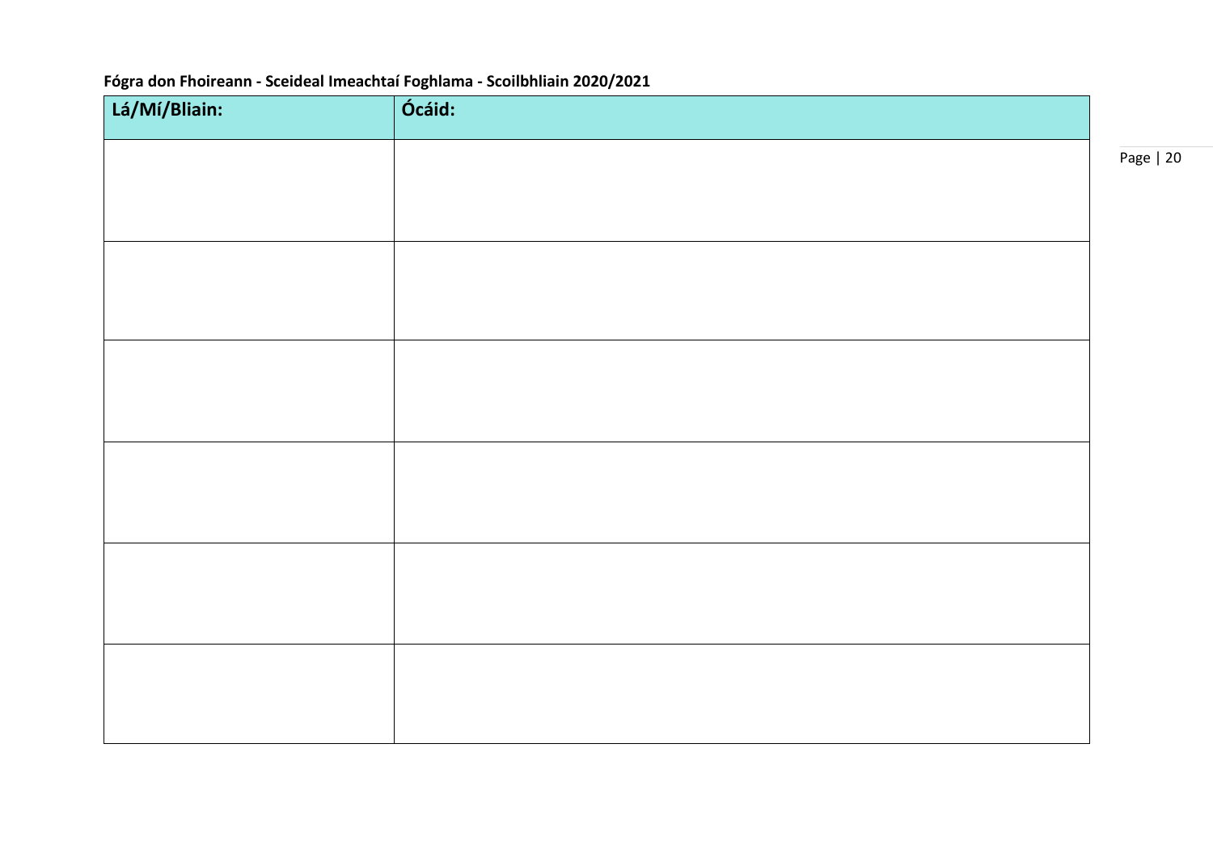**Fógra don Fhoireann - Sceideal Imeachtaí Foghlama - Scoilbhliain 2020/2021**

| Lá/Mí/Bliain: | Ócáid: |
|---|---|
| | |
| | |
| | |
| | |
| | |
| | |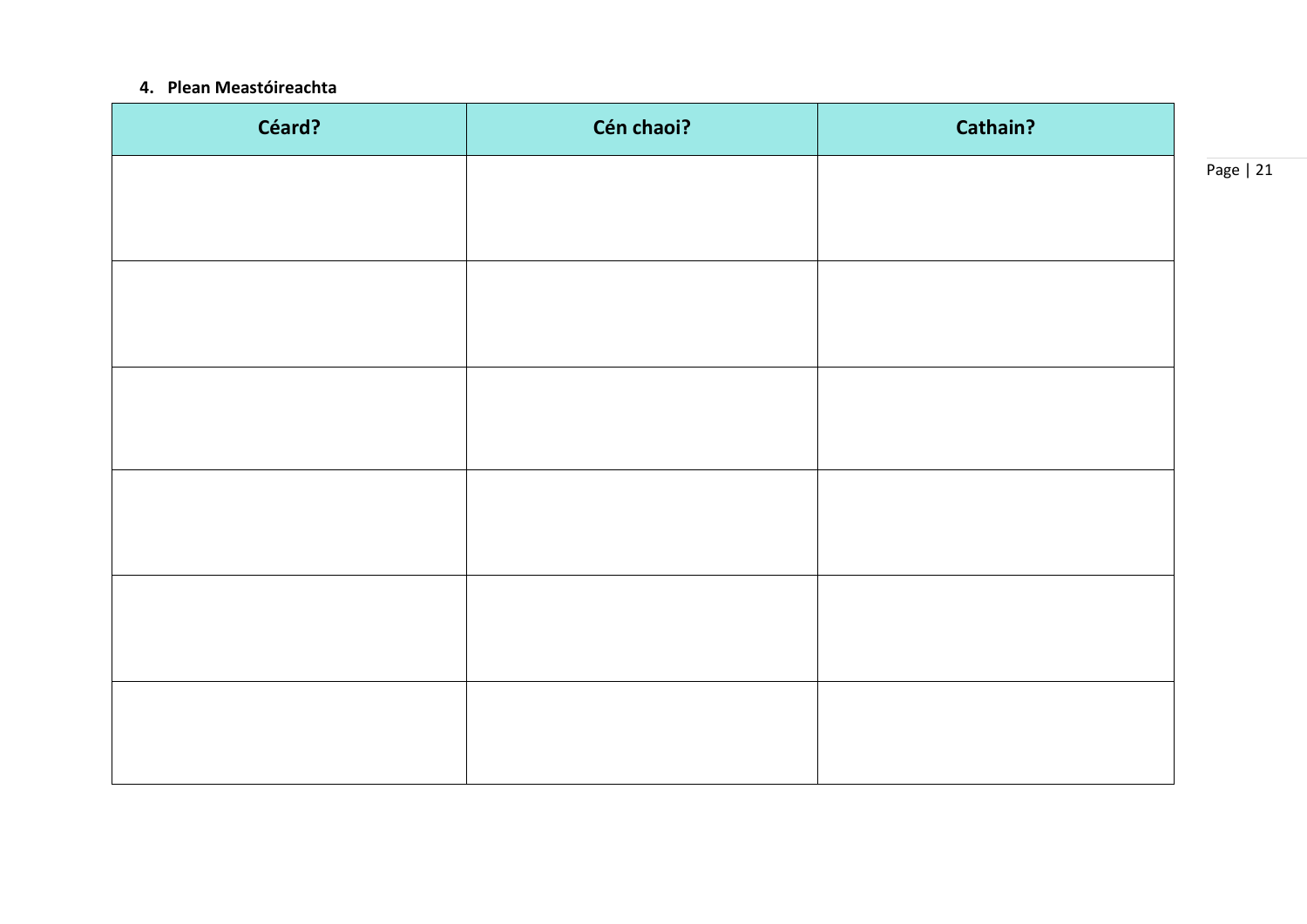4. **Plean Meastóireachta**

| Céard? | Cén chaoi? | Cathain? |
| --- | --- | --- |
| | | |
| | | |
| | | |
| | | |
| | | |
| | | |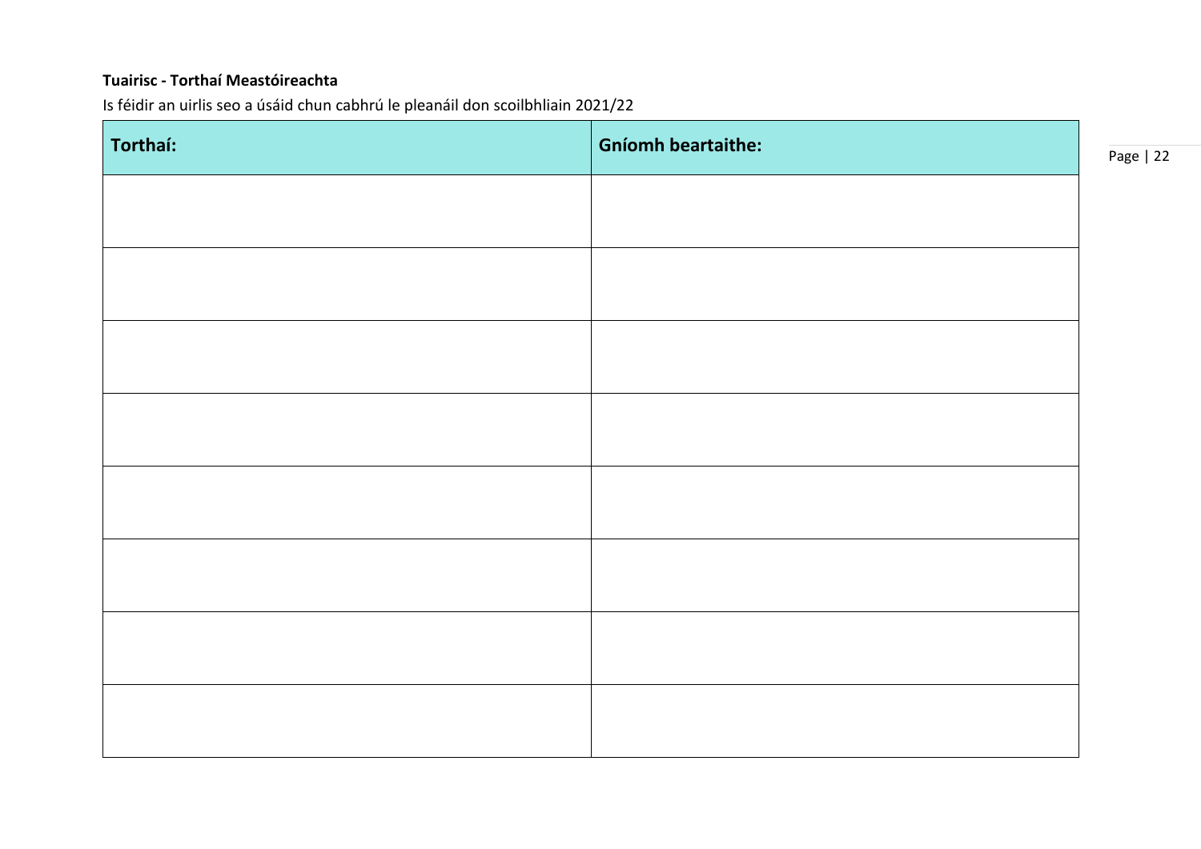**Tuairisc - Torthaí Meastóireachta**

Is féidir an uirlis seo a úsáid chun cabhrú le pleanáil don scoilbhliain 2021/22

| Torthaí: | Gníomh beartaithe: |
| --- | --- |
| | |
| | |
| | |
| | |
| | |
| | |
| | |
| | |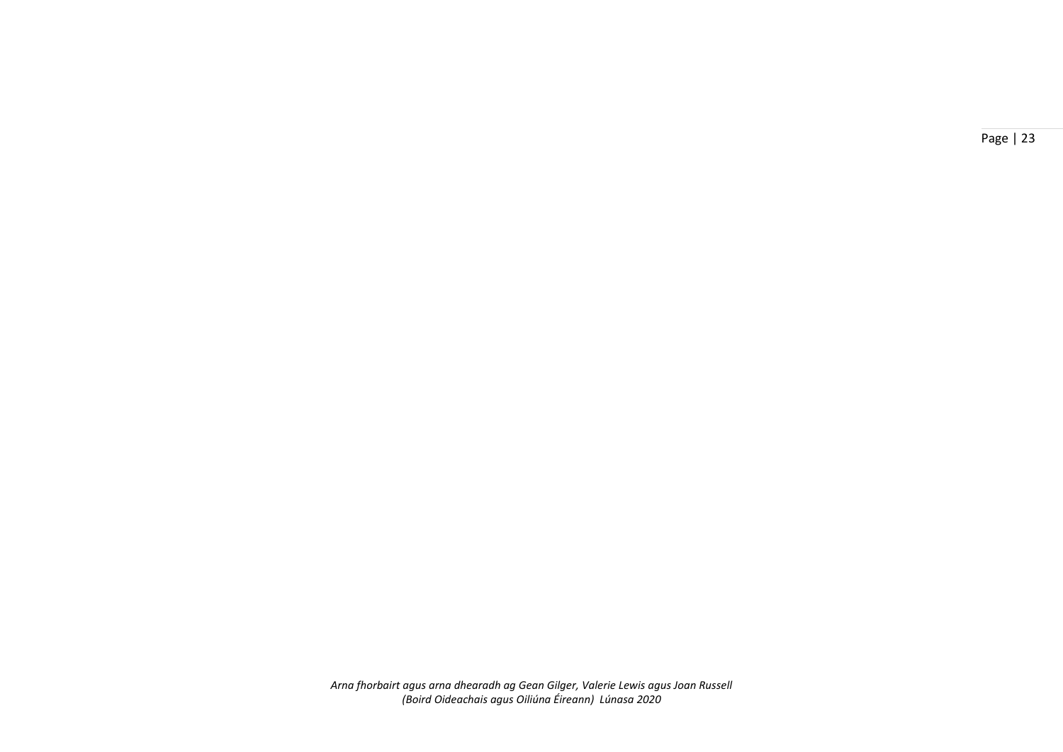*Arna fhorbairt agus arna dhearadh ag Gean Gilger, Valerie Lewis agus Joan Russell*
*(Boird Oideachais agus Oiliúna Éireann) Lúnasa 2020*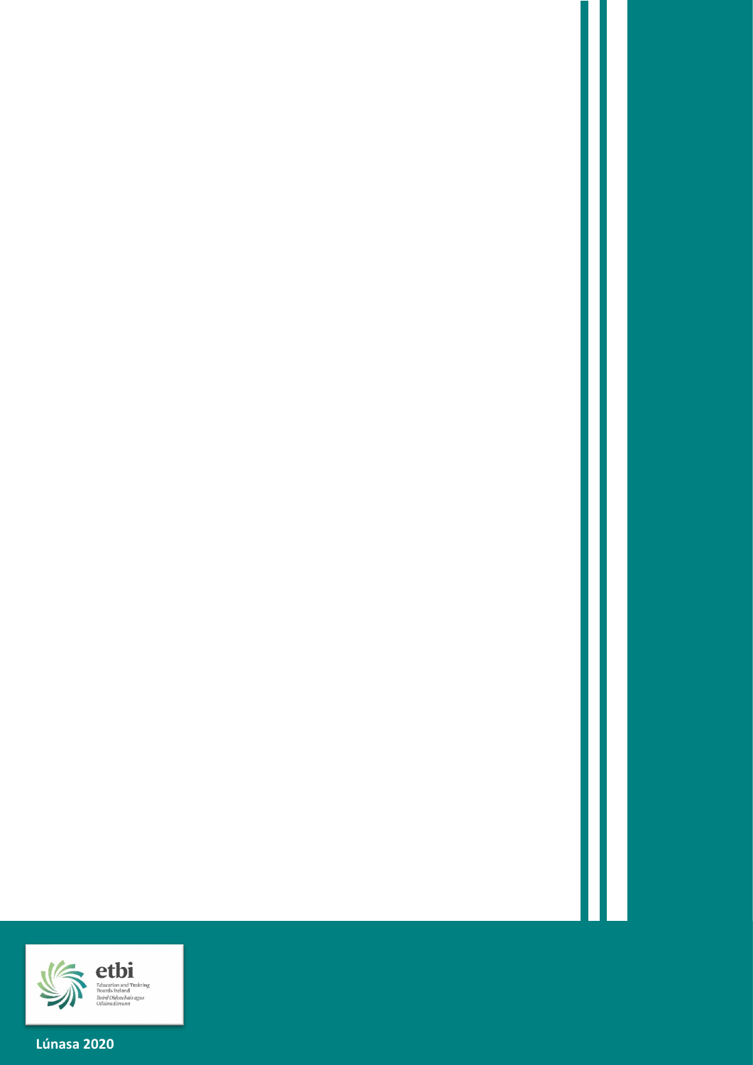etbi

Education and Training Boards Ireland

Boird Oideachais agus Oiliúna Éireann

**Lúnasa 2020**